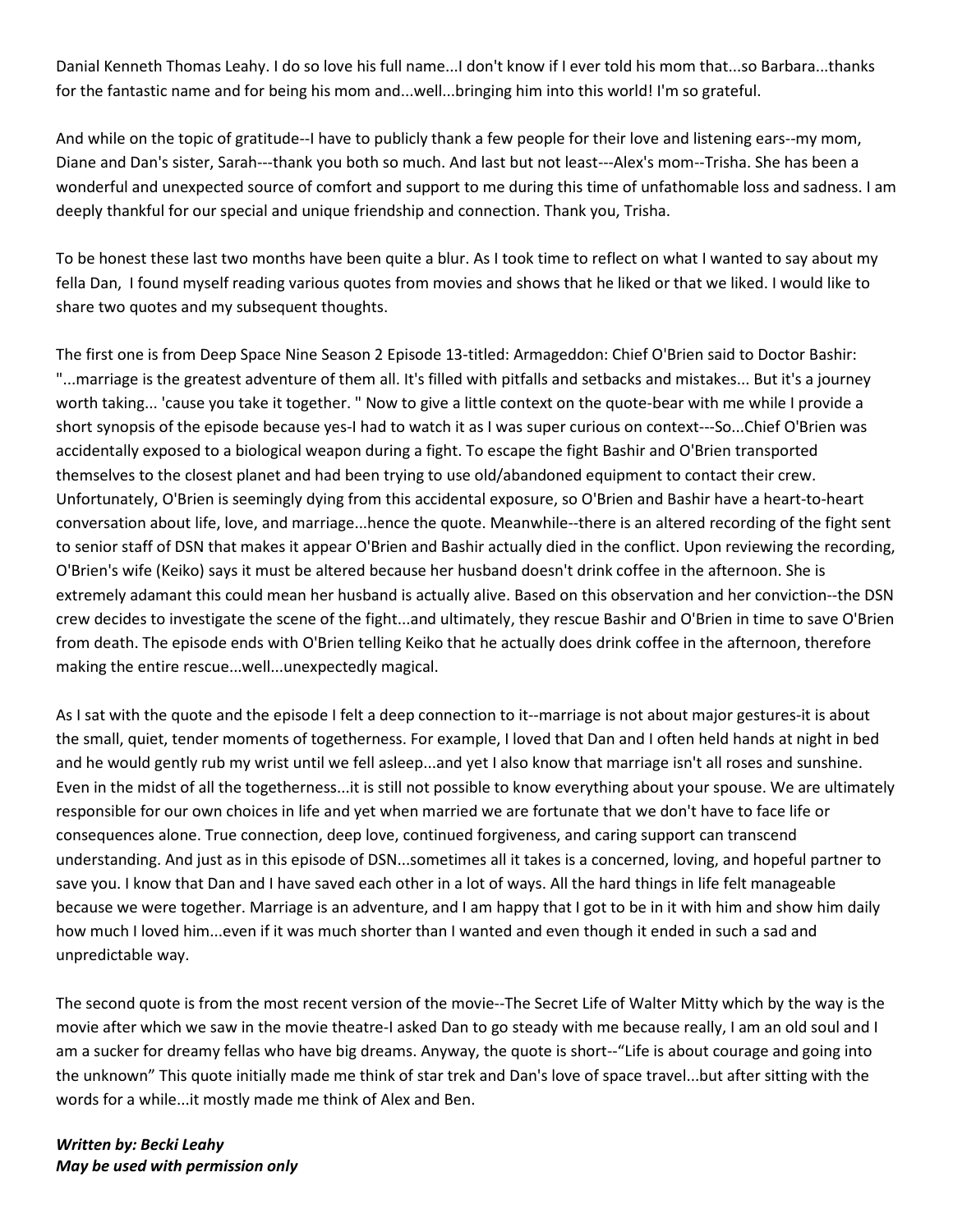Danial Kenneth Thomas Leahy. I do so love his full name...I don't know if I ever told his mom that...so Barbara...thanks for the fantastic name and for being his mom and...well...bringing him into this world! I'm so grateful.

And while on the topic of gratitude--I have to publicly thank a few people for their love and listening ears--my mom, Diane and Dan's sister, Sarah---thank you both so much. And last but not least---Alex's mom--Trisha. She has been a wonderful and unexpected source of comfort and support to me during this time of unfathomable loss and sadness. I am deeply thankful for our special and unique friendship and connection. Thank you, Trisha.

To be honest these last two months have been quite a blur. As I took time to reflect on what I wanted to say about my fella Dan, I found myself reading various quotes from movies and shows that he liked or that we liked. I would like to share two quotes and my subsequent thoughts.

The first one is from Deep Space Nine Season 2 Episode 13-titled: Armageddon: Chief O'Brien said to Doctor Bashir: "...marriage is the greatest adventure of them all. It's filled with pitfalls and setbacks and mistakes... But it's a journey worth taking... 'cause you take it together. " Now to give a little context on the quote-bear with me while I provide a short synopsis of the episode because yes-I had to watch it as I was super curious on context---So...Chief O'Brien was accidentally exposed to a biological weapon during a fight. To escape the fight Bashir and O'Brien transported themselves to the closest planet and had been trying to use old/abandoned equipment to contact their crew. Unfortunately, O'Brien is seemingly dying from this accidental exposure, so O'Brien and Bashir have a heart-to-heart conversation about life, love, and marriage...hence the quote. Meanwhile--there is an altered recording of the fight sent to senior staff of DSN that makes it appear O'Brien and Bashir actually died in the conflict. Upon reviewing the recording, O'Brien's wife (Keiko) says it must be altered because her husband doesn't drink coffee in the afternoon. She is extremely adamant this could mean her husband is actually alive. Based on this observation and her conviction--the DSN crew decides to investigate the scene of the fight...and ultimately, they rescue Bashir and O'Brien in time to save O'Brien from death. The episode ends with O'Brien telling Keiko that he actually does drink coffee in the afternoon, therefore making the entire rescue...well...unexpectedly magical.

As I sat with the quote and the episode I felt a deep connection to it--marriage is not about major gestures-it is about the small, quiet, tender moments of togetherness. For example, I loved that Dan and I often held hands at night in bed and he would gently rub my wrist until we fell asleep...and yet I also know that marriage isn't all roses and sunshine. Even in the midst of all the togetherness...it is still not possible to know everything about your spouse. We are ultimately responsible for our own choices in life and yet when married we are fortunate that we don't have to face life or consequences alone. True connection, deep love, continued forgiveness, and caring support can transcend understanding. And just as in this episode of DSN...sometimes all it takes is a concerned, loving, and hopeful partner to save you. I know that Dan and I have saved each other in a lot of ways. All the hard things in life felt manageable because we were together. Marriage is an adventure, and I am happy that I got to be in it with him and show him daily how much I loved him...even if it was much shorter than I wanted and even though it ended in such a sad and unpredictable way.

The second quote is from the most recent version of the movie--The Secret Life of Walter Mitty which by the way is the movie after which we saw in the movie theatre-I asked Dan to go steady with me because really, I am an old soul and I am a sucker for dreamy fellas who have big dreams. Anyway, the quote is short--"Life is about courage and going into the unknown" This quote initially made me think of star trek and Dan's love of space travel...but after sitting with the words for a while...it mostly made me think of Alex and Ben.

***Written by: Becki Leahy***
***May be used with permission only***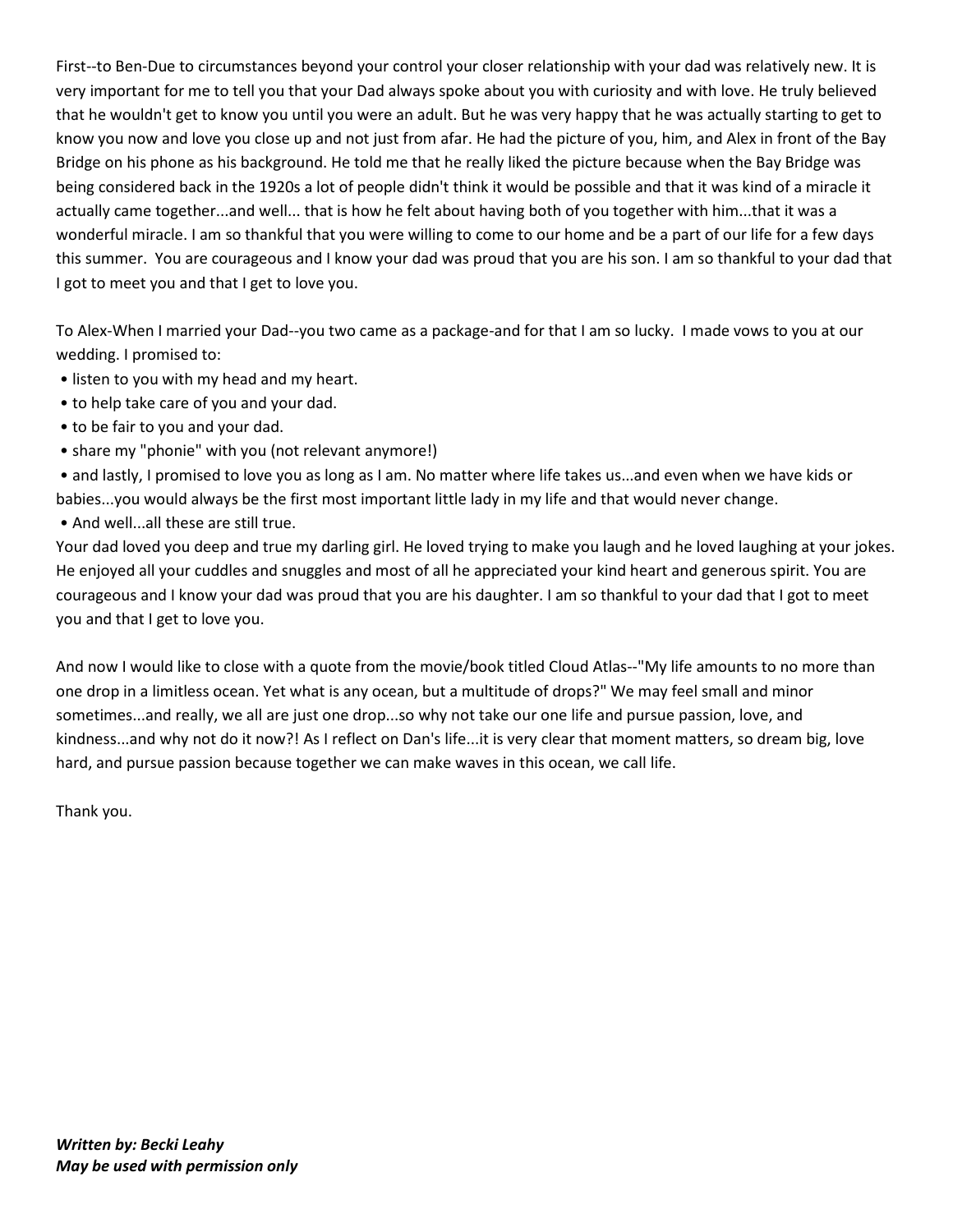First--to Ben-Due to circumstances beyond your control your closer relationship with your dad was relatively new. It is very important for me to tell you that your Dad always spoke about you with curiosity and with love. He truly believed that he wouldn't get to know you until you were an adult. But he was very happy that he was actually starting to get to know you now and love you close up and not just from afar. He had the picture of you, him, and Alex in front of the Bay Bridge on his phone as his background. He told me that he really liked the picture because when the Bay Bridge was being considered back in the 1920s a lot of people didn't think it would be possible and that it was kind of a miracle it actually came together...and well... that is how he felt about having both of you together with him...that it was a wonderful miracle. I am so thankful that you were willing to come to our home and be a part of our life for a few days this summer. You are courageous and I know your dad was proud that you are his son. I am so thankful to your dad that I got to meet you and that I get to love you.

To Alex-When I married your Dad--you two came as a package-and for that I am so lucky. I made vows to you at our wedding. I promised to:

- listen to you with my head and my heart.
- to help take care of you and your dad.
- to be fair to you and your dad.
- share my "phonie" with you (not relevant anymore!)
- and lastly, I promised to love you as long as I am. No matter where life takes us...and even when we have kids or babies...you would always be the first most important little lady in my life and that would never change.
- And well...all these are still true.

Your dad loved you deep and true my darling girl. He loved trying to make you laugh and he loved laughing at your jokes. He enjoyed all your cuddles and snuggles and most of all he appreciated your kind heart and generous spirit. You are courageous and I know your dad was proud that you are his daughter. I am so thankful to your dad that I got to meet you and that I get to love you.

And now I would like to close with a quote from the movie/book titled Cloud Atlas--"My life amounts to no more than one drop in a limitless ocean. Yet what is any ocean, but a multitude of drops?" We may feel small and minor sometimes...and really, we all are just one drop...so why not take our one life and pursue passion, love, and kindness...and why not do it now?! As I reflect on Dan's life...it is very clear that moment matters, so dream big, love hard, and pursue passion because together we can make waves in this ocean, we call life.

Thank you.

***Written by: Becki Leahy***
***May be used with permission only***